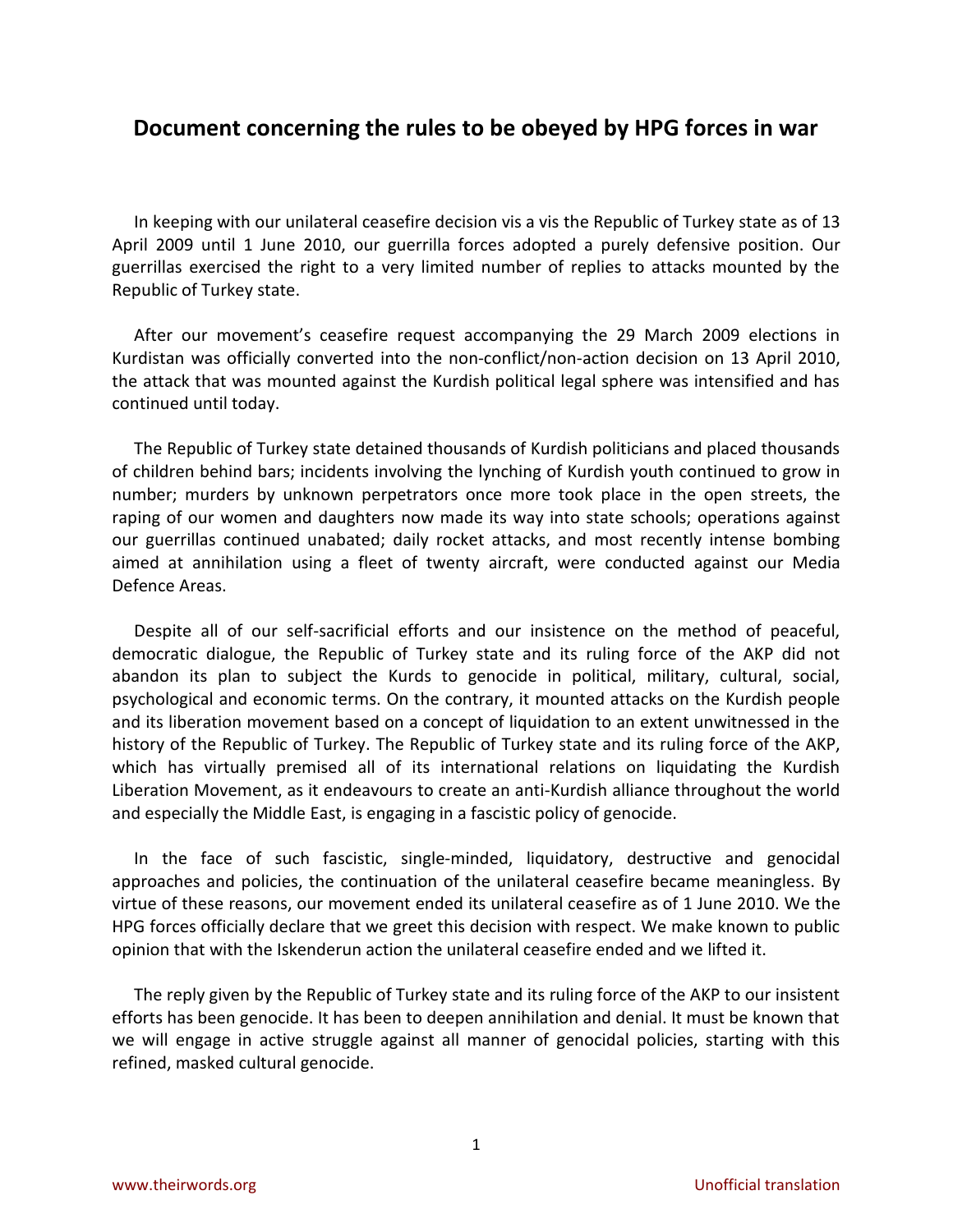# Document concerning the rules to be obeyed by HPG forces in war

In keeping with our unilateral ceasefire decision vis a vis the Republic of Turkey state as of 13 April 2009 until 1 June 2010, our guerrilla forces adopted a purely defensive position. Our guerrillas exercised the right to a very limited number of replies to attacks mounted by the Republic of Turkey state.

After our movement's ceasefire request accompanying the 29 March 2009 elections in Kurdistan was officially converted into the non-conflict/non-action decision on 13 April 2010, the attack that was mounted against the Kurdish political legal sphere was intensified and has continued until today.

The Republic of Turkey state detained thousands of Kurdish politicians and placed thousands of children behind bars; incidents involving the lynching of Kurdish youth continued to grow in number; murders by unknown perpetrators once more took place in the open streets, the raping of our women and daughters now made its way into state schools; operations against our guerrillas continued unabated; daily rocket attacks, and most recently intense bombing aimed at annihilation using a fleet of twenty aircraft, were conducted against our Media Defence Areas.

Despite all of our self-sacrificial efforts and our insistence on the method of peaceful, democratic dialogue, the Republic of Turkey state and its ruling force of the AKP did not abandon its plan to subject the Kurds to genocide in political, military, cultural, social, psychological and economic terms. On the contrary, it mounted attacks on the Kurdish people and its liberation movement based on a concept of liquidation to an extent unwitnessed in the history of the Republic of Turkey. The Republic of Turkey state and its ruling force of the AKP, which has virtually premised all of its international relations on liquidating the Kurdish Liberation Movement, as it endeavours to create an anti-Kurdish alliance throughout the world and especially the Middle East, is engaging in a fascistic policy of genocide.

In the face of such fascistic, single-minded, liquidatory, destructive and genocidal approaches and policies, the continuation of the unilateral ceasefire became meaningless. By virtue of these reasons, our movement ended its unilateral ceasefire as of 1 June 2010. We the HPG forces officially declare that we greet this decision with respect. We make known to public opinion that with the Iskenderun action the unilateral ceasefire ended and we lifted it.

The reply given by the Republic of Turkey state and its ruling force of the AKP to our insistent efforts has been genocide. It has been to deepen annihilation and denial. It must be known that we will engage in active struggle against all manner of genocidal policies, starting with this refined, masked cultural genocide.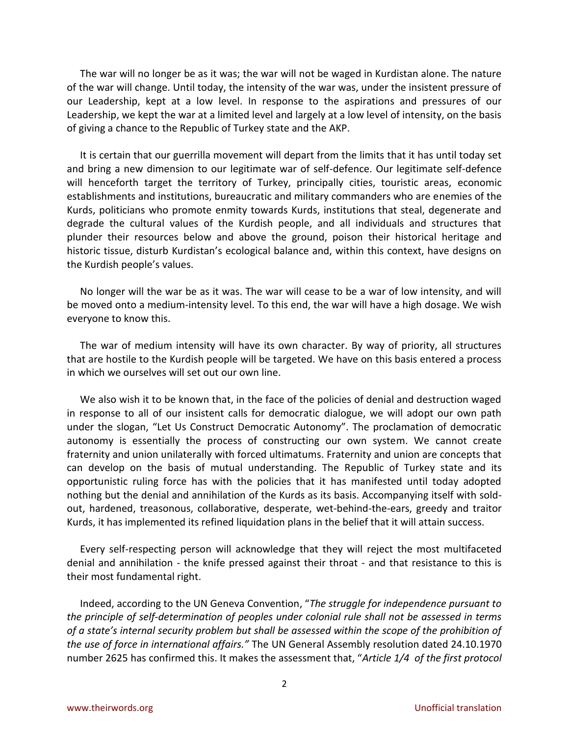The war will no longer be as it was; the war will not be waged in Kurdistan alone. The nature of the war will change. Until today, the intensity of the war was, under the insistent pressure of our Leadership, kept at a low level. In response to the aspirations and pressures of our Leadership, we kept the war at a limited level and largely at a low level of intensity, on the basis of giving a chance to the Republic of Turkey state and the AKP.

It is certain that our guerrilla movement will depart from the limits that it has until today set and bring a new dimension to our legitimate war of self-defence. Our legitimate self-defence will henceforth target the territory of Turkey, principally cities, touristic areas, economic establishments and institutions, bureaucratic and military commanders who are enemies of the Kurds, politicians who promote enmity towards Kurds, institutions that steal, degenerate and degrade the cultural values of the Kurdish people, and all individuals and structures that plunder their resources below and above the ground, poison their historical heritage and historic tissue, disturb Kurdistan's ecological balance and, within this context, have designs on the Kurdish people's values.

No longer will the war be as it was. The war will cease to be a war of low intensity, and will be moved onto a medium-intensity level. To this end, the war will have a high dosage. We wish everyone to know this.

The war of medium intensity will have its own character. By way of priority, all structures that are hostile to the Kurdish people will be targeted. We have on this basis entered a process in which we ourselves will set out our own line.

We also wish it to be known that, in the face of the policies of denial and destruction waged in response to all of our insistent calls for democratic dialogue, we will adopt our own path under the slogan, "Let Us Construct Democratic Autonomy". The proclamation of democratic autonomy is essentially the process of constructing our own system. We cannot create fraternity and union unilaterally with forced ultimatums. Fraternity and union are concepts that can develop on the basis of mutual understanding. The Republic of Turkey state and its opportunistic ruling force has with the policies that it has manifested until today adopted nothing but the denial and annihilation of the Kurds as its basis. Accompanying itself with sold-out, hardened, treasonous, collaborative, desperate, wet-behind-the-ears, greedy and traitor Kurds, it has implemented its refined liquidation plans in the belief that it will attain success.

Every self-respecting person will acknowledge that they will reject the most multifaceted denial and annihilation - the knife pressed against their throat - and that resistance to this is their most fundamental right.

Indeed, according to the UN Geneva Convention, "*The struggle for independence pursuant to the principle of self-determination of peoples under colonial rule shall not be assessed in terms of a state's internal security problem but shall be assessed within the scope of the prohibition of the use of force in international affairs.*" The UN General Assembly resolution dated 24.10.1970 number 2625 has confirmed this. It makes the assessment that, "*Article 1/4 of the first protocol*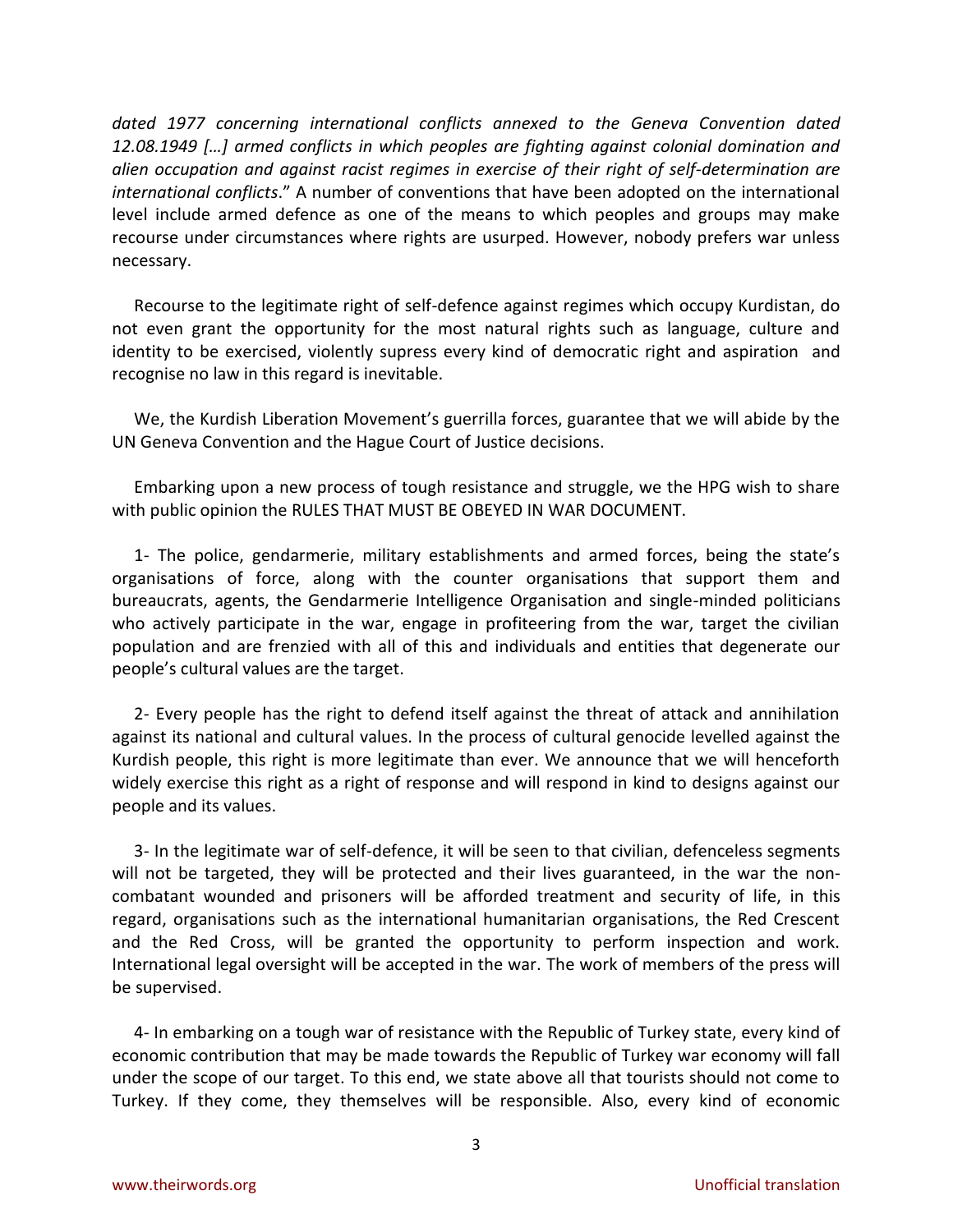*dated 1977 concerning international conflicts annexed to the Geneva Convention dated 12.08.1949 […] armed conflicts in which peoples are fighting against colonial domination and alien occupation and against racist regimes in exercise of their right of self-determination are international conflicts*." A number of conventions that have been adopted on the international level include armed defence as one of the means to which peoples and groups may make recourse under circumstances where rights are usurped. However, nobody prefers war unless necessary.

Recourse to the legitimate right of self-defence against regimes which occupy Kurdistan, do not even grant the opportunity for the most natural rights such as language, culture and identity to be exercised, violently supress every kind of democratic right and aspiration and recognise no law in this regard is inevitable.

We, the Kurdish Liberation Movement's guerrilla forces, guarantee that we will abide by the UN Geneva Convention and the Hague Court of Justice decisions.

Embarking upon a new process of tough resistance and struggle, we the HPG wish to share with public opinion the RULES THAT MUST BE OBEYED IN WAR DOCUMENT.

1- The police, gendarmerie, military establishments and armed forces, being the state's organisations of force, along with the counter organisations that support them and bureaucrats, agents, the Gendarmerie Intelligence Organisation and single-minded politicians who actively participate in the war, engage in profiteering from the war, target the civilian population and are frenzied with all of this and individuals and entities that degenerate our people's cultural values are the target.

2- Every people has the right to defend itself against the threat of attack and annihilation against its national and cultural values. In the process of cultural genocide levelled against the Kurdish people, this right is more legitimate than ever. We announce that we will henceforth widely exercise this right as a right of response and will respond in kind to designs against our people and its values.

3- In the legitimate war of self-defence, it will be seen to that civilian, defenceless segments will not be targeted, they will be protected and their lives guaranteed, in the war the non-combatant wounded and prisoners will be afforded treatment and security of life, in this regard, organisations such as the international humanitarian organisations, the Red Crescent and the Red Cross, will be granted the opportunity to perform inspection and work. International legal oversight will be accepted in the war. The work of members of the press will be supervised.

4- In embarking on a tough war of resistance with the Republic of Turkey state, every kind of economic contribution that may be made towards the Republic of Turkey war economy will fall under the scope of our target. To this end, we state above all that tourists should not come to Turkey. If they come, they themselves will be responsible. Also, every kind of economic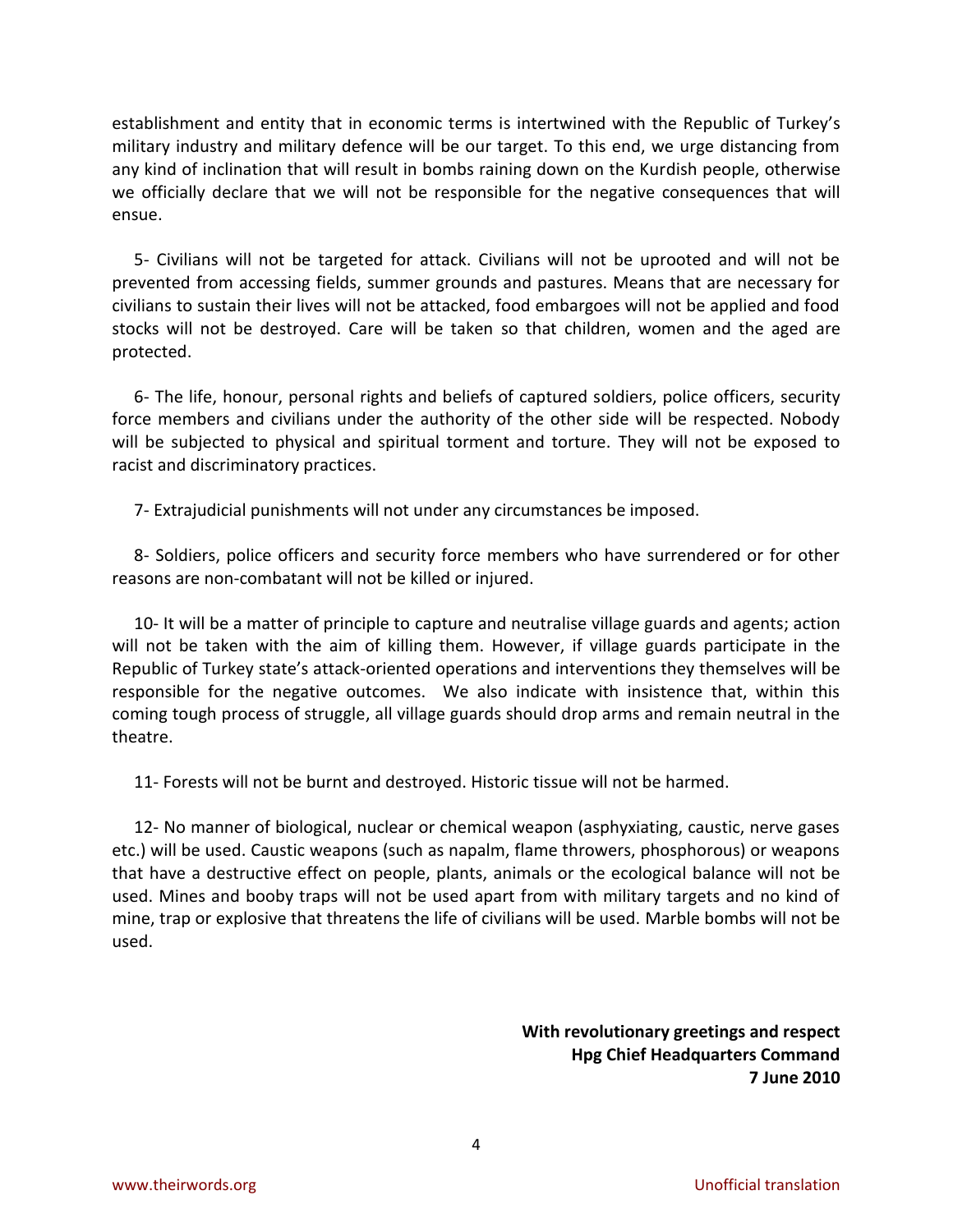establishment and entity that in economic terms is intertwined with the Republic of Turkey's military industry and military defence will be our target. To this end, we urge distancing from any kind of inclination that will result in bombs raining down on the Kurdish people, otherwise we officially declare that we will not be responsible for the negative consequences that will ensue.

5- Civilians will not be targeted for attack. Civilians will not be uprooted and will not be prevented from accessing fields, summer grounds and pastures. Means that are necessary for civilians to sustain their lives will not be attacked, food embargoes will not be applied and food stocks will not be destroyed. Care will be taken so that children, women and the aged are protected.

6- The life, honour, personal rights and beliefs of captured soldiers, police officers, security force members and civilians under the authority of the other side will be respected. Nobody will be subjected to physical and spiritual torment and torture. They will not be exposed to racist and discriminatory practices.

7- Extrajudicial punishments will not under any circumstances be imposed.

8- Soldiers, police officers and security force members who have surrendered or for other reasons are non-combatant will not be killed or injured.

10- It will be a matter of principle to capture and neutralise village guards and agents; action will not be taken with the aim of killing them. However, if village guards participate in the Republic of Turkey state's attack-oriented operations and interventions they themselves will be responsible for the negative outcomes. We also indicate with insistence that, within this coming tough process of struggle, all village guards should drop arms and remain neutral in the theatre.

11- Forests will not be burnt and destroyed. Historic tissue will not be harmed.

12- No manner of biological, nuclear or chemical weapon (asphyxiating, caustic, nerve gases etc.) will be used. Caustic weapons (such as napalm, flame throwers, phosphorous) or weapons that have a destructive effect on people, plants, animals or the ecological balance will not be used. Mines and booby traps will not be used apart from with military targets and no kind of mine, trap or explosive that threatens the life of civilians will be used. Marble bombs will not be used.

**With revolutionary greetings and respect**
**Hpg Chief Headquarters Command**
**7 June 2010**

www.theirwords.org

Unofficial translation